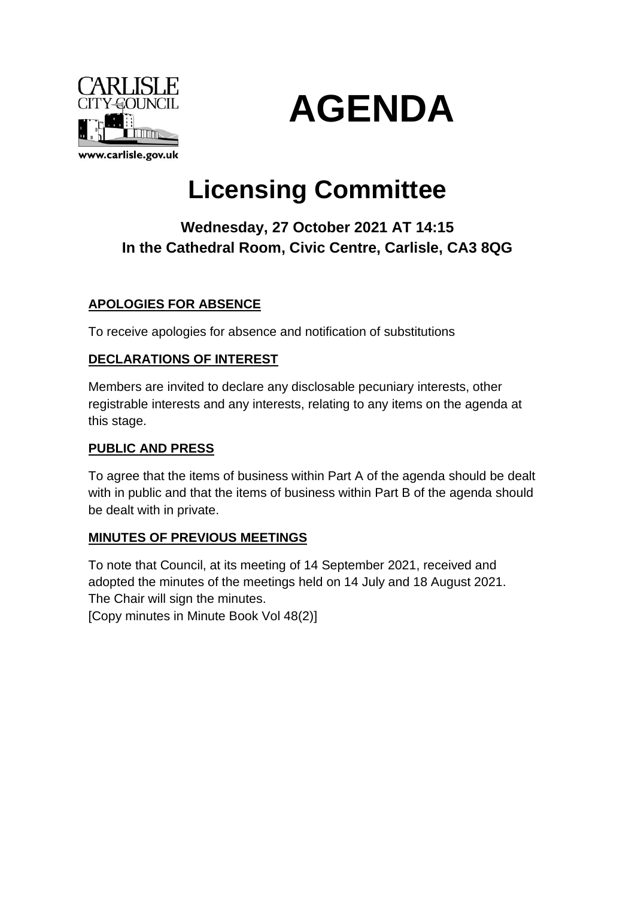# AGENDA

# Licensing Committee

### Wednesday, 27 October 2021 AT 14:15
### In the Cathedral Room, Civic Centre, Carlisle, CA3 8QG

**APOLOGIES FOR ABSENCE**

To receive apologies for absence and notification of substitutions

**DECLARATIONS OF INTEREST**

Members are invited to declare any disclosable pecuniary interests, other registrable interests and any interests, relating to any items on the agenda at this stage.

**PUBLIC AND PRESS**

To agree that the items of business within Part A of the agenda should be dealt with in public and that the items of business within Part B of the agenda should be dealt with in private.

**MINUTES OF PREVIOUS MEETINGS**

To note that Council, at its meeting of 14 September 2021, received and adopted the minutes of the meetings held on 14 July and 18 August 2021. The Chair will sign the minutes.
[Copy minutes in Minute Book Vol 48(2)]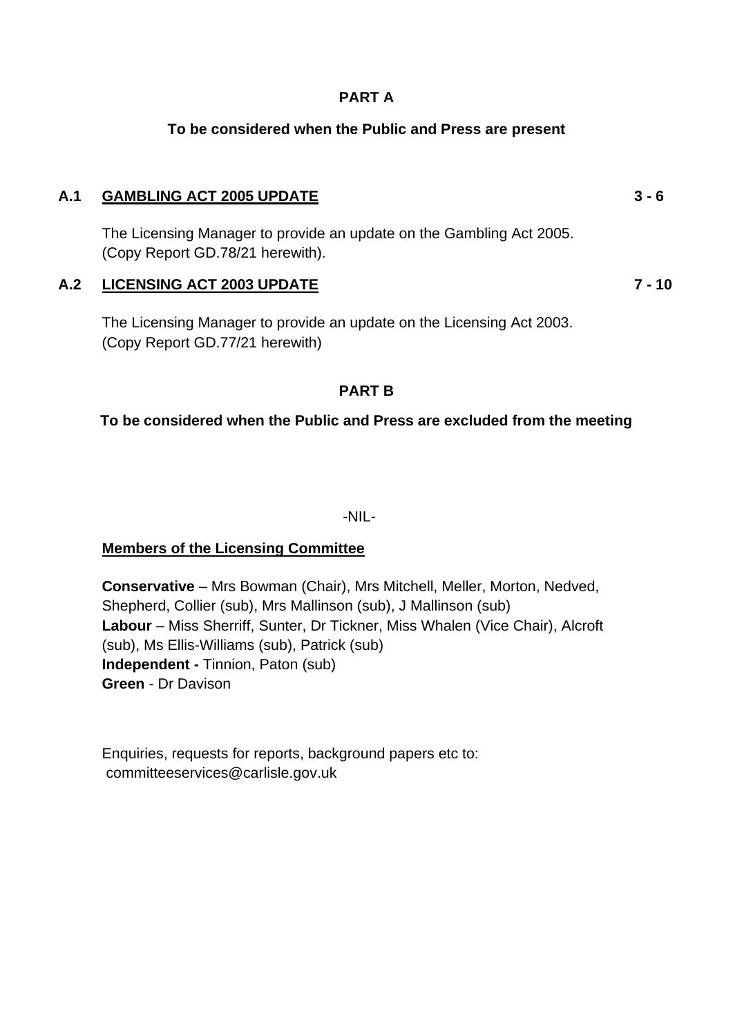## PART A

### To be considered when the Public and Press are present

**A.1 GAMBLING ACT 2005 UPDATE** **3 - 6**

The Licensing Manager to provide an update on the Gambling Act 2005. (Copy Report GD.78/21 herewith).

**A.2 LICENSING ACT 2003 UPDATE** **7 - 10**

The Licensing Manager to provide an update on the Licensing Act 2003. (Copy Report GD.77/21 herewith)

## PART B

### To be considered when the Public and Press are excluded from the meeting

-NIL-

**Members of the Licensing Committee**

**Conservative** – Mrs Bowman (Chair), Mrs Mitchell, Meller, Morton, Nedved, Shepherd, Collier (sub), Mrs Mallinson (sub), J Mallinson (sub)
**Labour** – Miss Sherriff, Sunter, Dr Tickner, Miss Whalen (Vice Chair), Alcroft (sub), Ms Ellis-Williams (sub), Patrick (sub)
**Independent -** Tinnion, Paton (sub)
**Green** - Dr Davison

Enquiries, requests for reports, background papers etc to:
committeeservices@carlisle.gov.uk